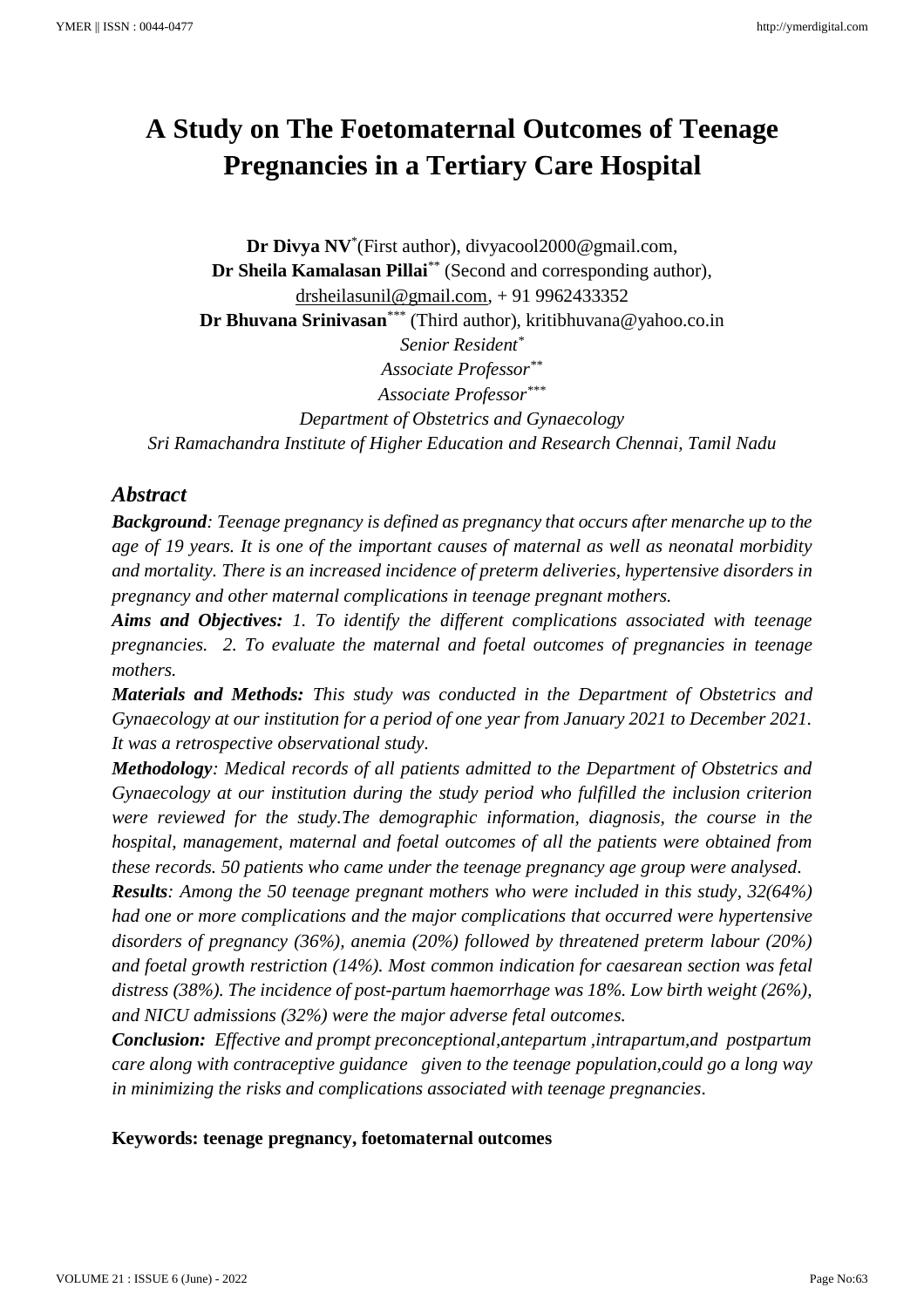# A Study on The Foetomaternal Outcomes of Teenage Pregnancies in a Tertiary Care Hospital

**Dr Divya NV**[*](First author), divyacool2000@gmail.com,
**Dr Sheila Kamalasan Pillai**[**] (Second and corresponding author), drsheilasunil@gmail.com, + 91 9962433352
**Dr Bhuvana Srinivasan**[***] (Third author), kritibhuvana@yahoo.co.in

*Senior Resident*[*]
*Associate Professor*[**]
*Associate Professor*[***]
*Department of Obstetrics and Gynaecology*
*Sri Ramachandra Institute of Higher Education and Research Chennai, Tamil Nadu*

## Abstract

***Background**: Teenage pregnancy is defined as pregnancy that occurs after menarche up to the age of 19 years. It is one of the important causes of maternal as well as neonatal morbidity and mortality. There is an increased incidence of preterm deliveries, hypertensive disorders in pregnancy and other maternal complications in teenage pregnant mothers.*

***Aims and Objectives:** 1. To identify the different complications associated with teenage pregnancies. 2. To evaluate the maternal and foetal outcomes of pregnancies in teenage mothers.*

***Materials and Methods:** This study was conducted in the Department of Obstetrics and Gynaecology at our institution for a period of one year from January 2021 to December 2021. It was a retrospective observational study.*

***Methodology**: Medical records of all patients admitted to the Department of Obstetrics and Gynaecology at our institution during the study period who fulfilled the inclusion criterion were reviewed for the study.The demographic information, diagnosis, the course in the hospital, management, maternal and foetal outcomes of all the patients were obtained from these records. 50 patients who came under the teenage pregnancy age group were analysed.*

***Results**: Among the 50 teenage pregnant mothers who were included in this study, 32(64%) had one or more complications and the major complications that occurred were hypertensive disorders of pregnancy (36%), anemia (20%) followed by threatened preterm labour (20%) and foetal growth restriction (14%). Most common indication for caesarean section was fetal distress (38%). The incidence of post-partum haemorrhage was 18%. Low birth weight (26%), and NICU admissions (32%) were the major adverse fetal outcomes.*

***Conclusion:** Effective and prompt preconceptional,antepartum ,intrapartum,and postpartum care along with contraceptive guidance given to the teenage population,could go a long way in minimizing the risks and complications associated with teenage pregnancies.*

**Keywords: teenage pregnancy, foetomaternal outcomes**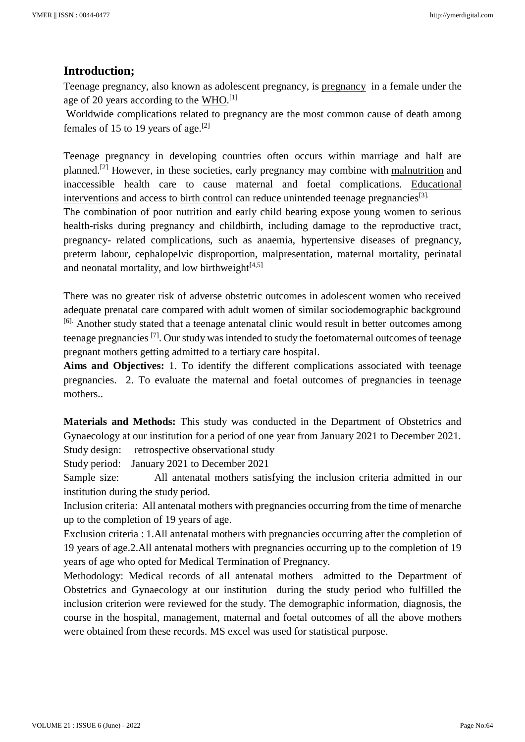## Introduction;

Teenage pregnancy, also known as adolescent pregnancy, is pregnancy in a female under the age of 20 years according to the WHO.[1]

Worldwide complications related to pregnancy are the most common cause of death among females of 15 to 19 years of age.[2]

Teenage pregnancy in developing countries often occurs within marriage and half are planned.[2] However, in these societies, early pregnancy may combine with malnutrition and inaccessible health care to cause maternal and foetal complications. Educational interventions and access to birth control can reduce unintended teenage pregnancies[3].

The combination of poor nutrition and early child bearing expose young women to serious health-risks during pregnancy and childbirth, including damage to the reproductive tract, pregnancy- related complications, such as anaemia, hypertensive diseases of pregnancy, preterm labour, cephalopelvic disproportion, malpresentation, maternal mortality, perinatal and neonatal mortality, and low birthweight[4,5]

There was no greater risk of adverse obstetric outcomes in adolescent women who received adequate prenatal care compared with adult women of similar sociodemographic background [6]. Another study stated that a teenage antenatal clinic would result in better outcomes among teenage pregnancies [7]. Our study was intended to study the foetomaternal outcomes of teenage pregnant mothers getting admitted to a tertiary care hospital.

**Aims and Objectives:** 1. To identify the different complications associated with teenage pregnancies. 2. To evaluate the maternal and foetal outcomes of pregnancies in teenage mothers..

**Materials and Methods:** This study was conducted in the Department of Obstetrics and Gynaecology at our institution for a period of one year from January 2021 to December 2021.

Study design: retrospective observational study

Study period: January 2021 to December 2021

Sample size: All antenatal mothers satisfying the inclusion criteria admitted in our institution during the study period.

Inclusion criteria: All antenatal mothers with pregnancies occurring from the time of menarche up to the completion of 19 years of age.

Exclusion criteria : 1.All antenatal mothers with pregnancies occurring after the completion of 19 years of age.2.All antenatal mothers with pregnancies occurring up to the completion of 19 years of age who opted for Medical Termination of Pregnancy.

Methodology: Medical records of all antenatal mothers admitted to the Department of Obstetrics and Gynaecology at our institution during the study period who fulfilled the inclusion criterion were reviewed for the study. The demographic information, diagnosis, the course in the hospital, management, maternal and foetal outcomes of all the above mothers were obtained from these records. MS excel was used for statistical purpose.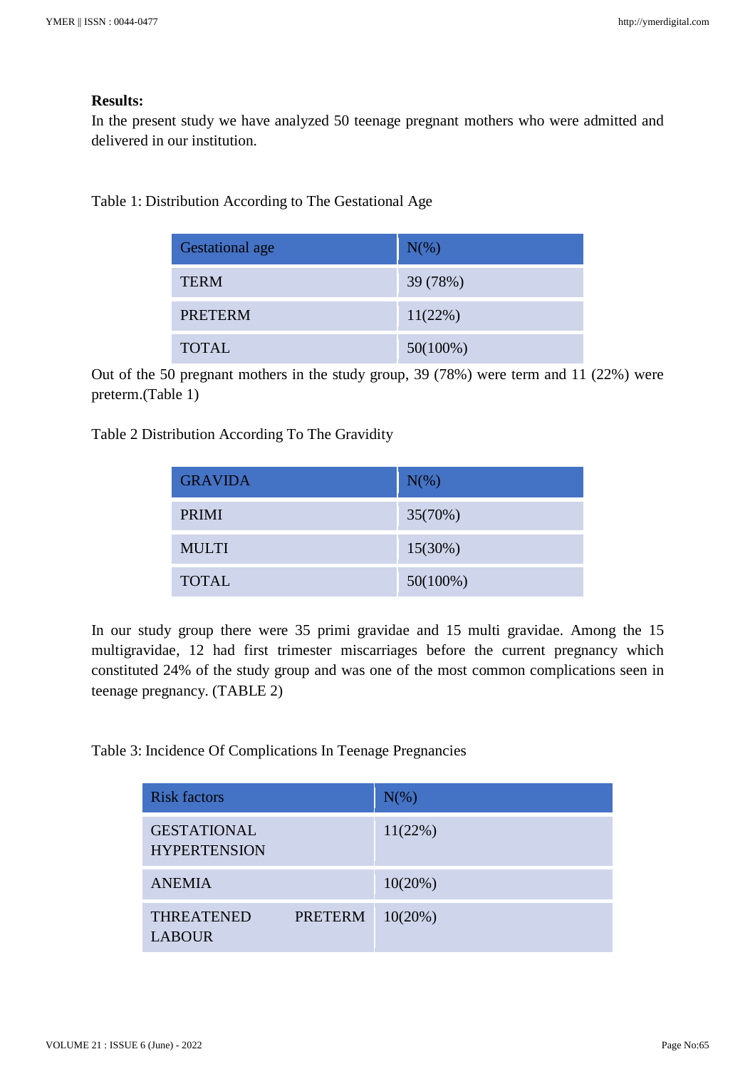**Results:**

In the present study we have analyzed 50 teenage pregnant mothers who were admitted and delivered in our institution.

Table 1: Distribution According to The Gestational Age

| Gestational age | N(%) |
|---|---|
| TERM | 39 (78%) |
| PRETERM | 11(22%) |
| TOTAL | 50(100%) |

Out of the 50 pregnant mothers in the study group, 39 (78%) were term and 11 (22%) were preterm.(Table 1)

Table 2 Distribution According To The Gravidity

| GRAVIDA | N(%) |
|---|---|
| PRIMI | 35(70%) |
| MULTI | 15(30%) |
| TOTAL | 50(100%) |

In our study group there were 35 primi gravidae and 15 multi gravidae. Among the 15 multigravidae, 12 had first trimester miscarriages before the current pregnancy which constituted 24% of the study group and was one of the most common complications seen in teenage pregnancy. (TABLE 2)

Table 3: Incidence Of Complications In Teenage Pregnancies

| Risk factors | N(%) |
|---|---|
| GESTATIONAL HYPERTENSION | 11(22%) |
| ANEMIA | 10(20%) |
| THREATENED PRETERM LABOUR | 10(20%) |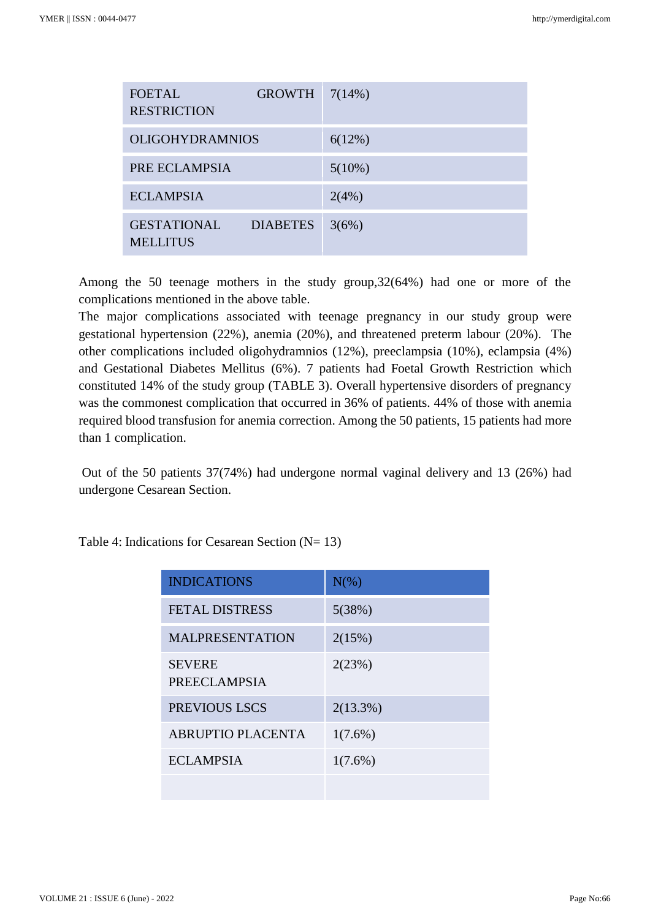| | |
|---|---|
| FOETAL GROWTH RESTRICTION | 7(14%) |
| OLIGOHYDRAMNIOS | 6(12%) |
| PRE ECLAMPSIA | 5(10%) |
| ECLAMPSIA | 2(4%) |
| GESTATIONAL DIABETES MELLITUS | 3(6%) |

Among the 50 teenage mothers in the study group,32(64%) had one or more of the complications mentioned in the above table.

The major complications associated with teenage pregnancy in our study group were gestational hypertension (22%), anemia (20%), and threatened preterm labour (20%). The other complications included oligohydramnios (12%), preeclampsia (10%), eclampsia (4%) and Gestational Diabetes Mellitus (6%). 7 patients had Foetal Growth Restriction which constituted 14% of the study group (TABLE 3). Overall hypertensive disorders of pregnancy was the commonest complication that occurred in 36% of patients. 44% of those with anemia required blood transfusion for anemia correction. Among the 50 patients, 15 patients had more than 1 complication.

Out of the 50 patients 37(74%) had undergone normal vaginal delivery and 13 (26%) had undergone Cesarean Section.

Table 4: Indications for Cesarean Section (N= 13)

| INDICATIONS | N(%) |
|---|---|
| FETAL DISTRESS | 5(38%) |
| MALPRESENTATION | 2(15%) |
| SEVERE PREECLAMPSIA | 2(23%) |
| PREVIOUS LSCS | 2(13.3%) |
| ABRUPTIO PLACENTA | 1(7.6%) |
| ECLAMPSIA | 1(7.6%) |
| | |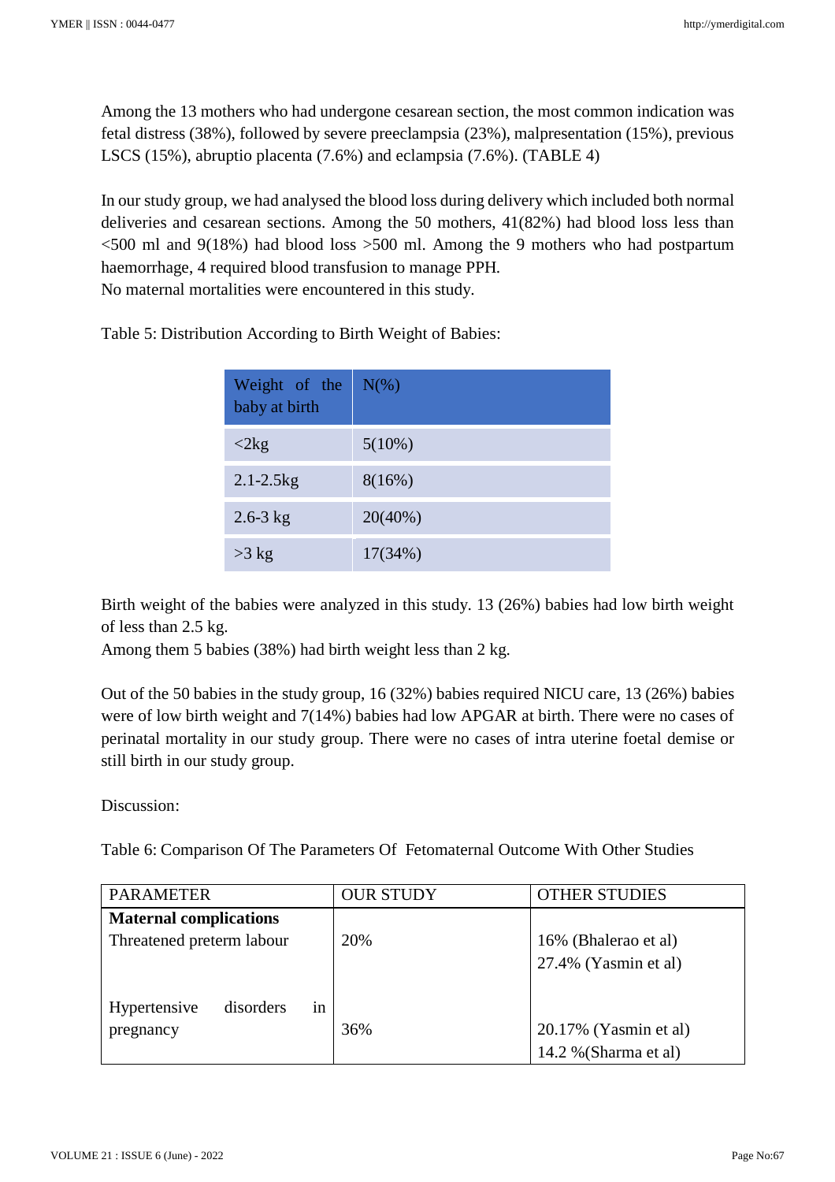Among the 13 mothers who had undergone cesarean section, the most common indication was fetal distress (38%), followed by severe preeclampsia (23%), malpresentation (15%), previous LSCS (15%), abruptio placenta (7.6%) and eclampsia (7.6%). (TABLE 4)

In our study group, we had analysed the blood loss during delivery which included both normal deliveries and cesarean sections. Among the 50 mothers, 41(82%) had blood loss less than <500 ml and 9(18%) had blood loss >500 ml. Among the 9 mothers who had postpartum haemorrhage, 4 required blood transfusion to manage PPH.
No maternal mortalities were encountered in this study.

Table 5: Distribution According to Birth Weight of Babies:

| Weight of the baby at birth | N(%) |
|---|---|
| <2kg | 5(10%) |
| 2.1-2.5kg | 8(16%) |
| 2.6-3 kg | 20(40%) |
| >3 kg | 17(34%) |

Birth weight of the babies were analyzed in this study. 13 (26%) babies had low birth weight of less than 2.5 kg.
Among them 5 babies (38%) had birth weight less than 2 kg.

Out of the 50 babies in the study group, 16 (32%) babies required NICU care, 13 (26%) babies were of low birth weight and 7(14%) babies had low APGAR at birth. There were no cases of perinatal mortality in our study group. There were no cases of intra uterine foetal demise or still birth in our study group.

Discussion:

Table 6: Comparison Of The Parameters Of Fetomaternal Outcome With Other Studies

| PARAMETER | OUR STUDY | OTHER STUDIES |
|---|---|---|
| **Maternal complications** | | |
| Threatened preterm labour | 20% | 16% (Bhalerao et al)<br>27.4% (Yasmin et al) |
| Hypertensive disorders in pregnancy | 36% | 20.17% (Yasmin et al)<br>14.2 %(Sharma et al) |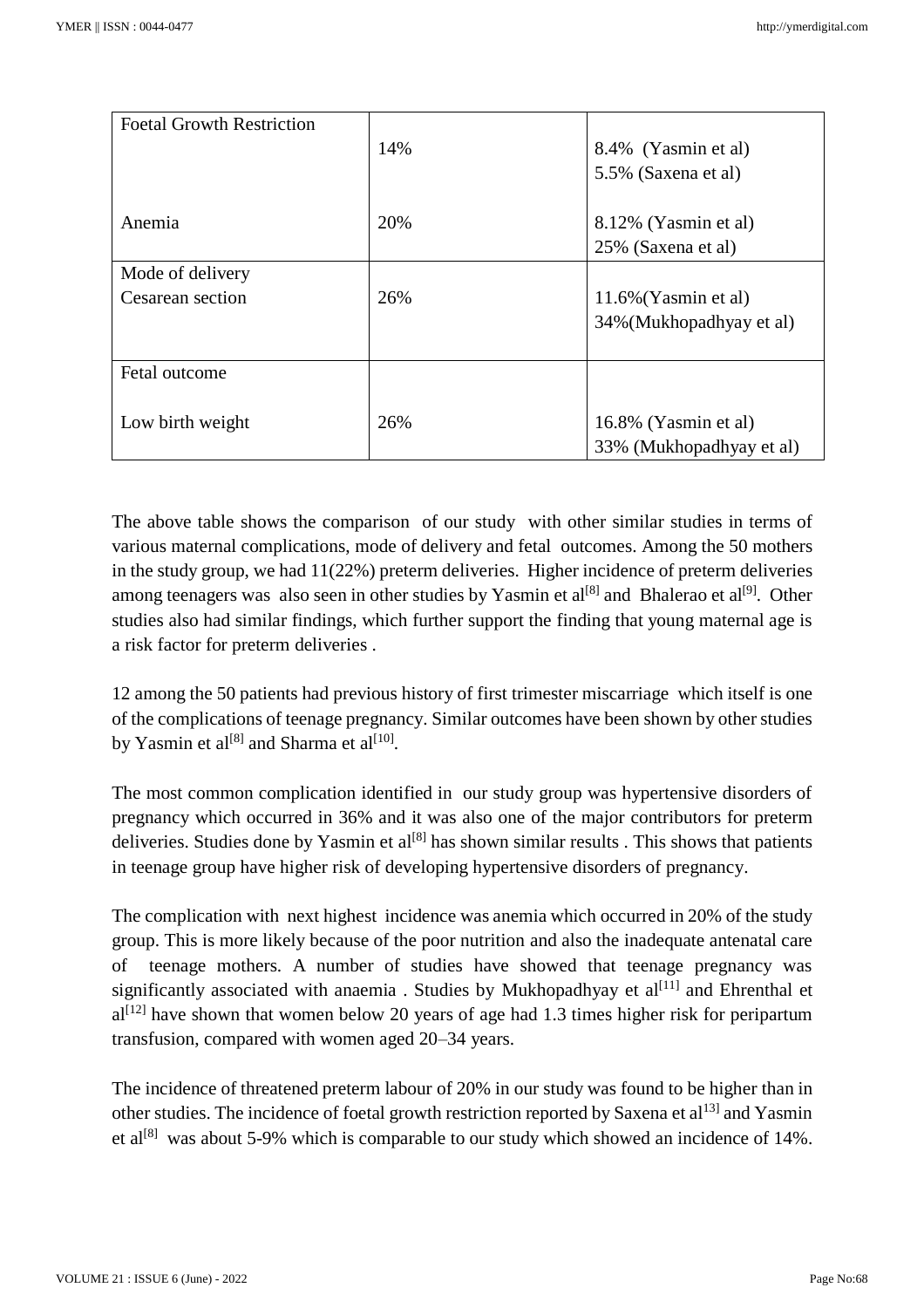| | | |
|---|---|---|
| Foetal Growth Restriction | 14% | 8.4% (Yasmin et al)<br>5.5% (Saxena et al) |
| Anemia | 20% | 8.12% (Yasmin et al)<br>25% (Saxena et al) |
| Mode of delivery<br>Cesarean section | 26% | 11.6%(Yasmin et al)<br>34%(Mukhopadhyay et al) |
| Fetal outcome<br><br>Low birth weight | 26% | 16.8% (Yasmin et al)<br>33% (Mukhopadhyay et al) |

The above table shows the comparison of our study with other similar studies in terms of various maternal complications, mode of delivery and fetal outcomes. Among the 50 mothers in the study group, we had 11(22%) preterm deliveries. Higher incidence of preterm deliveries among teenagers was also seen in other studies by Yasmin et al[8] and Bhalerao et al[9]. Other studies also had similar findings, which further support the finding that young maternal age is a risk factor for preterm deliveries .

12 among the 50 patients had previous history of first trimester miscarriage which itself is one of the complications of teenage pregnancy. Similar outcomes have been shown by other studies by Yasmin et al[8] and Sharma et al[10].

The most common complication identified in our study group was hypertensive disorders of pregnancy which occurred in 36% and it was also one of the major contributors for preterm deliveries. Studies done by Yasmin et al[8] has shown similar results . This shows that patients in teenage group have higher risk of developing hypertensive disorders of pregnancy.

The complication with next highest incidence was anemia which occurred in 20% of the study group. This is more likely because of the poor nutrition and also the inadequate antenatal care of teenage mothers. A number of studies have showed that teenage pregnancy was significantly associated with anaemia . Studies by Mukhopadhyay et al[11] and Ehrenthal et al[12] have shown that women below 20 years of age had 1.3 times higher risk for peripartum transfusion, compared with women aged 20–34 years.

The incidence of threatened preterm labour of 20% in our study was found to be higher than in other studies. The incidence of foetal growth restriction reported by Saxena et al[13] and Yasmin et al[8] was about 5-9% which is comparable to our study which showed an incidence of 14%.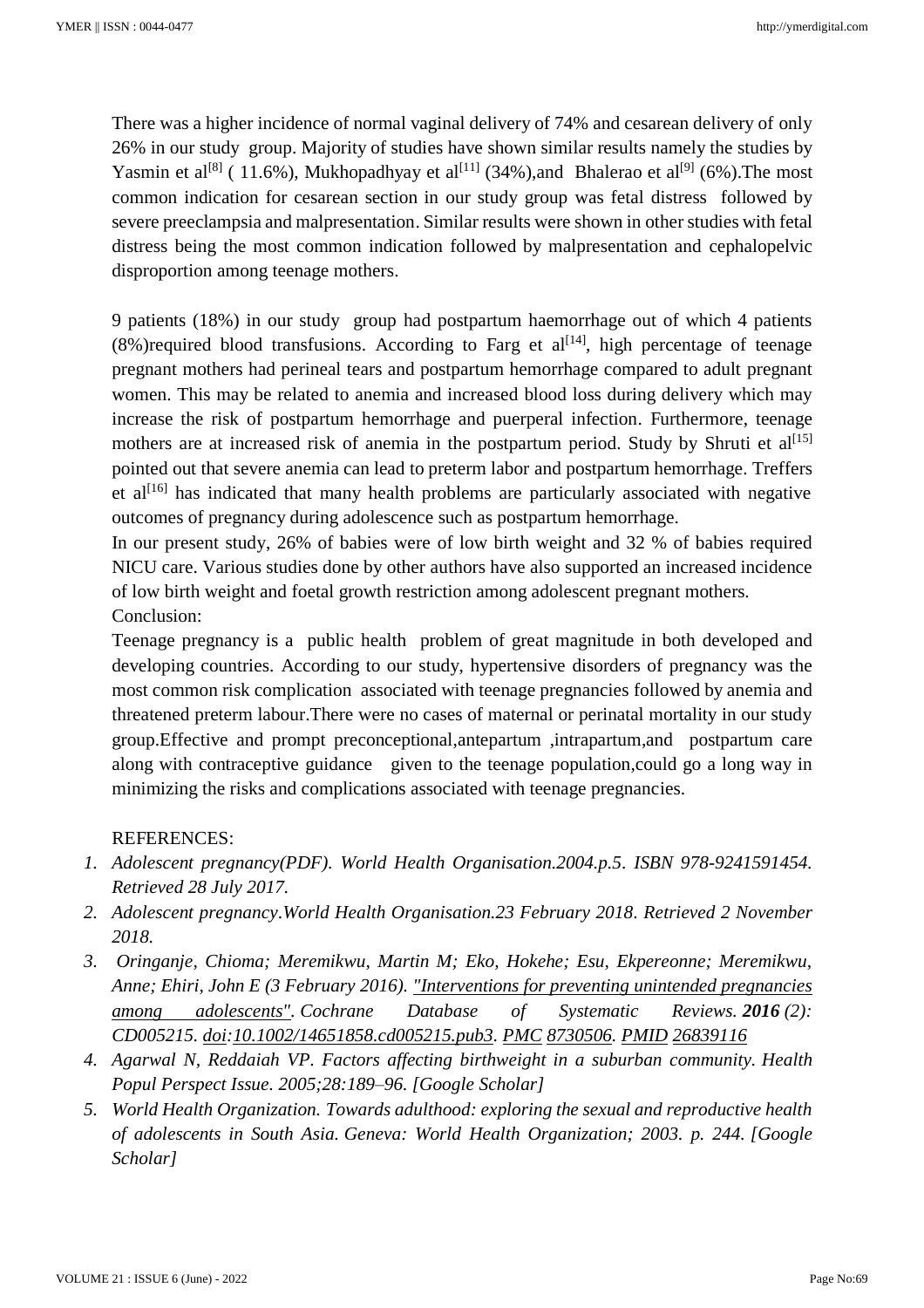There was a higher incidence of normal vaginal delivery of 74% and cesarean delivery of only 26% in our study group. Majority of studies have shown similar results namely the studies by Yasmin et al[8] ( 11.6%), Mukhopadhyay et al[11] (34%),and Bhalerao et al[9] (6%).The most common indication for cesarean section in our study group was fetal distress followed by severe preeclampsia and malpresentation. Similar results were shown in other studies with fetal distress being the most common indication followed by malpresentation and cephalopelvic disproportion among teenage mothers.

9 patients (18%) in our study group had postpartum haemorrhage out of which 4 patients (8%)required blood transfusions. According to Farg et al[14], high percentage of teenage pregnant mothers had perineal tears and postpartum hemorrhage compared to adult pregnant women. This may be related to anemia and increased blood loss during delivery which may increase the risk of postpartum hemorrhage and puerperal infection. Furthermore, teenage mothers are at increased risk of anemia in the postpartum period. Study by Shruti et al[15] pointed out that severe anemia can lead to preterm labor and postpartum hemorrhage. Treffers et al[16] has indicated that many health problems are particularly associated with negative outcomes of pregnancy during adolescence such as postpartum hemorrhage.

In our present study, 26% of babies were of low birth weight and 32 % of babies required NICU care. Various studies done by other authors have also supported an increased incidence of low birth weight and foetal growth restriction among adolescent pregnant mothers.

Conclusion:

Teenage pregnancy is a public health problem of great magnitude in both developed and developing countries. According to our study, hypertensive disorders of pregnancy was the most common risk complication associated with teenage pregnancies followed by anemia and threatened preterm labour.There were no cases of maternal or perinatal mortality in our study group.Effective and prompt preconceptional,antepartum ,intrapartum,and postpartum care along with contraceptive guidance given to the teenage population,could go a long way in minimizing the risks and complications associated with teenage pregnancies.

REFERENCES:

1. *Adolescent pregnancy(PDF). World Health Organisation.2004.p.5. ISBN 978-9241591454. Retrieved 28 July 2017.*
2. *Adolescent pregnancy.World Health Organisation.23 February 2018. Retrieved 2 November 2018.*
3. *Oringanje, Chioma; Meremikwu, Martin M; Eko, Hokehe; Esu, Ekpereonne; Meremikwu, Anne; Ehiri, John E (3 February 2016). "Interventions for preventing unintended pregnancies among adolescents". Cochrane Database of Systematic Reviews.* ***2016*** *(2): CD005215. doi:10.1002/14651858.cd005215.pub3. PMC 8730506. PMID 26839116*
4. *Agarwal N, Reddaiah VP. Factors affecting birthweight in a suburban community. Health Popul Perspect Issue. 2005;28:189–96. [Google Scholar]*
5. *World Health Organization. Towards adulthood: exploring the sexual and reproductive health of adolescents in South Asia. Geneva: World Health Organization; 2003. p. 244. [Google Scholar]*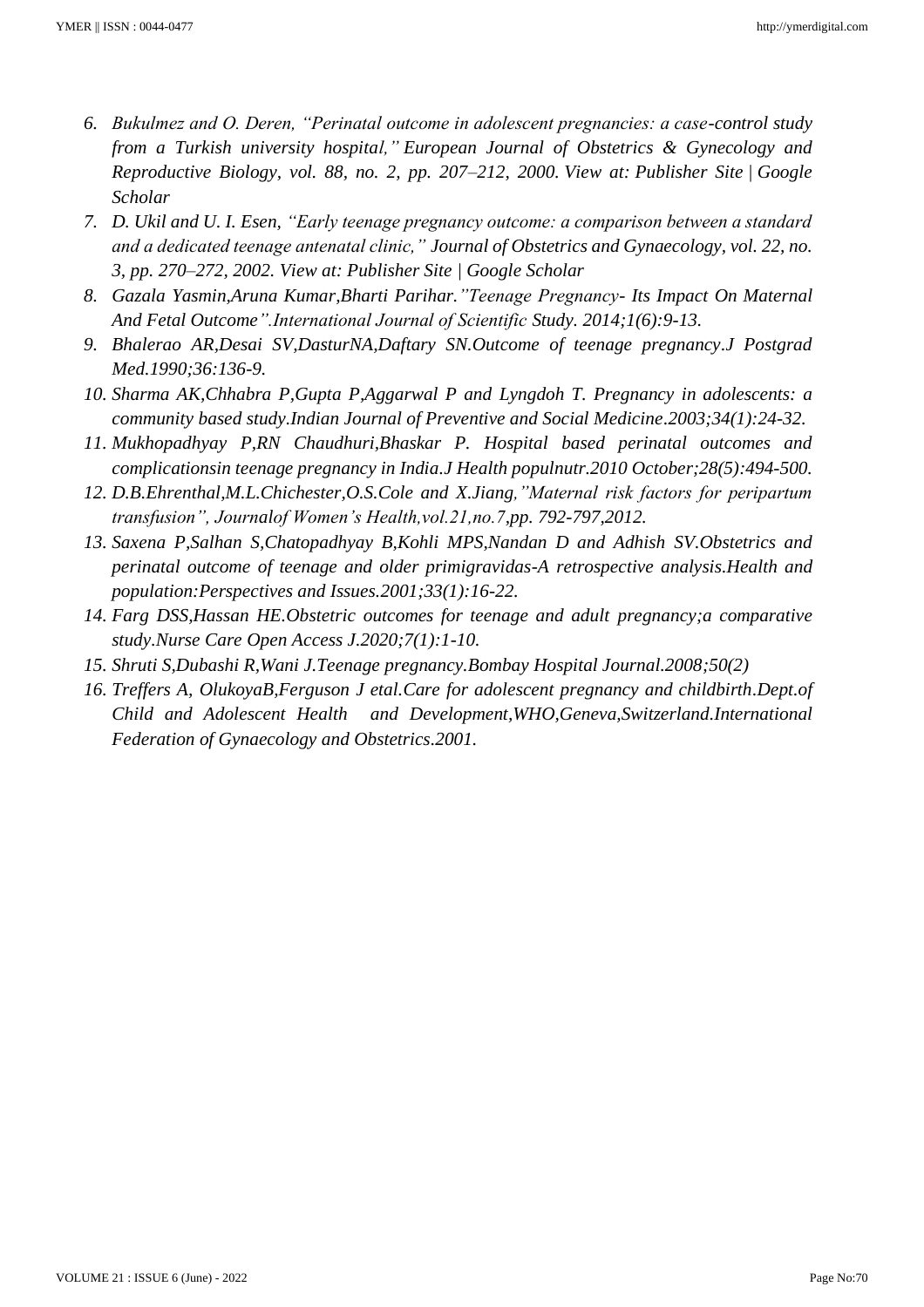6. *Bukulmez and O. Deren, "Perinatal outcome in adolescent pregnancies: a case-control study from a Turkish university hospital," European Journal of Obstetrics & Gynecology and Reproductive Biology, vol. 88, no. 2, pp. 207–212, 2000. View at: Publisher Site | Google Scholar*
7. *D. Ukil and U. I. Esen, "Early teenage pregnancy outcome: a comparison between a standard and a dedicated teenage antenatal clinic," Journal of Obstetrics and Gynaecology, vol. 22, no. 3, pp. 270–272, 2002. View at: Publisher Site | Google Scholar*
8. *Gazala Yasmin,Aruna Kumar,Bharti Parihar."Teenage Pregnancy- Its Impact On Maternal And Fetal Outcome".International Journal of Scientific Study. 2014;1(6):9-13.*
9. *Bhalerao AR,Desai SV,DasturNA,Daftary SN.Outcome of teenage pregnancy.J Postgrad Med.1990;36:136-9.*
10. *Sharma AK,Chhabra P,Gupta P,Aggarwal P and Lyngdoh T. Pregnancy in adolescents: a community based study.Indian Journal of Preventive and Social Medicine.2003;34(1):24-32.*
11. *Mukhopadhyay P,RN Chaudhuri,Bhaskar P. Hospital based perinatal outcomes and complicationsin teenage pregnancy in India.J Health populnutr.2010 October;28(5):494-500.*
12. *D.B.Ehrenthal,M.L.Chichester,O.S.Cole and X.Jiang,"Maternal risk factors for peripartum transfusion", Journalof Women's Health,vol.21,no.7,pp. 792-797,2012.*
13. *Saxena P,Salhan S,Chatopadhyay B,Kohli MPS,Nandan D and Adhish SV.Obstetrics and perinatal outcome of teenage and older primigravidas-A retrospective analysis.Health and population:Perspectives and Issues.2001;33(1):16-22.*
14. *Farg DSS,Hassan HE.Obstetric outcomes for teenage and adult pregnancy;a comparative study.Nurse Care Open Access J.2020;7(1):1-10.*
15. *Shruti S,Dubashi R,Wani J.Teenage pregnancy.Bombay Hospital Journal.2008;50(2)*
16. *Treffers A, OlukoyaB,Ferguson J etal.Care for adolescent pregnancy and childbirth.Dept.of Child and Adolescent Health and Development,WHO,Geneva,Switzerland.International Federation of Gynaecology and Obstetrics.2001.*